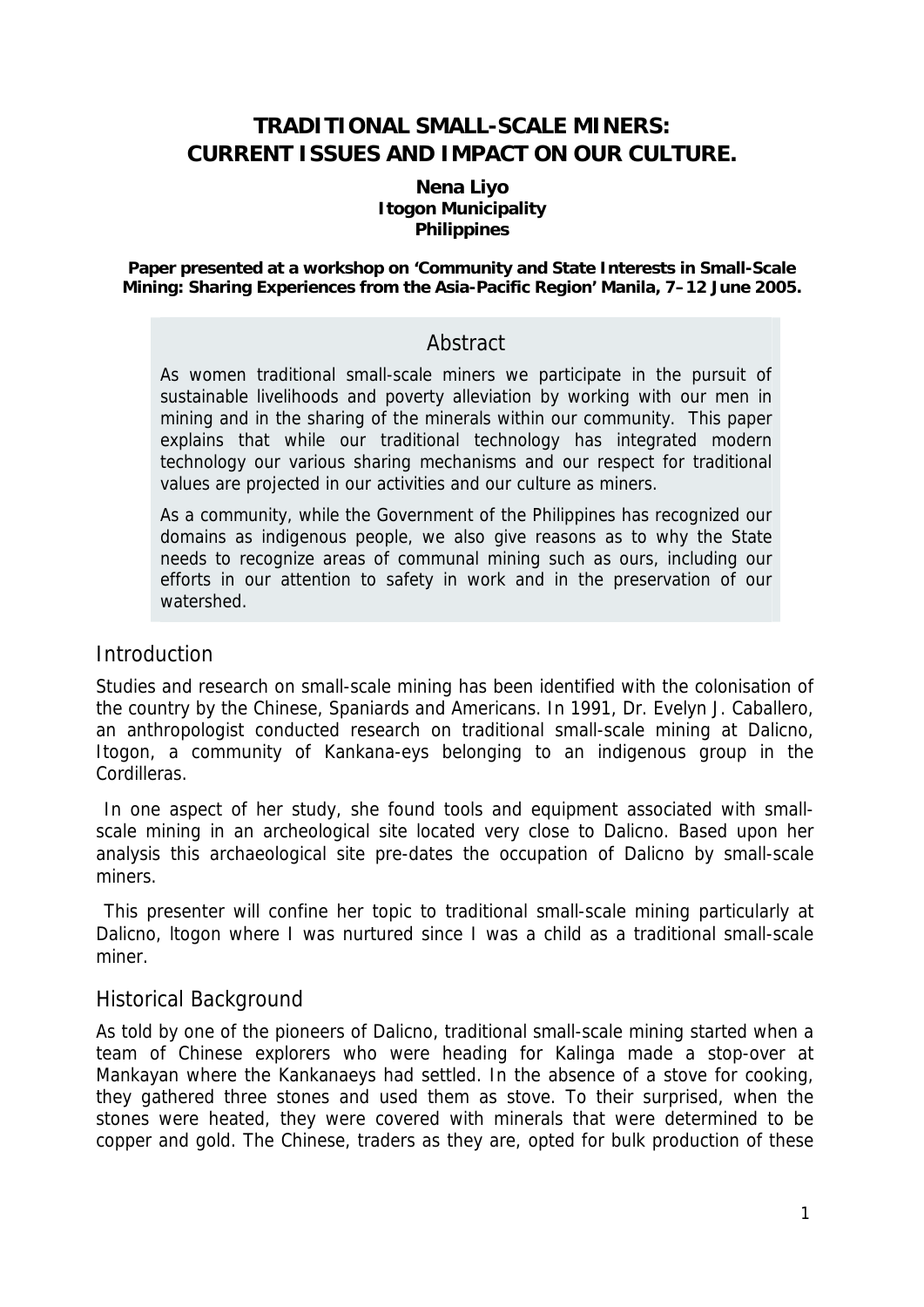# TRADITIONAL SMALL-SCALE MINERS: CURRENT ISSUES AND IMPACT ON OUR CULTURE.

**Nena Liyo**
**Itogon Municipality**
**Philippines**

**Paper presented at a workshop on 'Community and State Interests in Small-Scale Mining: Sharing Experiences from the Asia-Pacific Region' Manila, 7–12 June 2005.**

## Abstract

As women traditional small-scale miners we participate in the pursuit of sustainable livelihoods and poverty alleviation by working with our men in mining and in the sharing of the minerals within our community. This paper explains that while our traditional technology has integrated modern technology our various sharing mechanisms and our respect for traditional values are projected in our activities and our culture as miners.

As a community, while the Government of the Philippines has recognized our domains as indigenous people, we also give reasons as to why the State needs to recognize areas of communal mining such as ours, including our efforts in our attention to safety in work and in the preservation of our watershed.

## Introduction

Studies and research on small-scale mining has been identified with the colonisation of the country by the Chinese, Spaniards and Americans. In 1991, Dr. Evelyn J. Caballero, an anthropologist conducted research on traditional small-scale mining at Dalicno, Itogon, a community of Kankana-eys belonging to an indigenous group in the Cordilleras.

In one aspect of her study, she found tools and equipment associated with small-scale mining in an archeological site located very close to Dalicno. Based upon her analysis this archaeological site pre-dates the occupation of Dalicno by small-scale miners.

This presenter will confine her topic to traditional small-scale mining particularly at Dalicno, Itogon where I was nurtured since I was a child as a traditional small-scale miner.

## Historical Background

As told by one of the pioneers of Dalicno, traditional small-scale mining started when a team of Chinese explorers who were heading for Kalinga made a stop-over at Mankayan where the Kankanaeys had settled. In the absence of a stove for cooking, they gathered three stones and used them as stove. To their surprised, when the stones were heated, they were covered with minerals that were determined to be copper and gold. The Chinese, traders as they are, opted for bulk production of these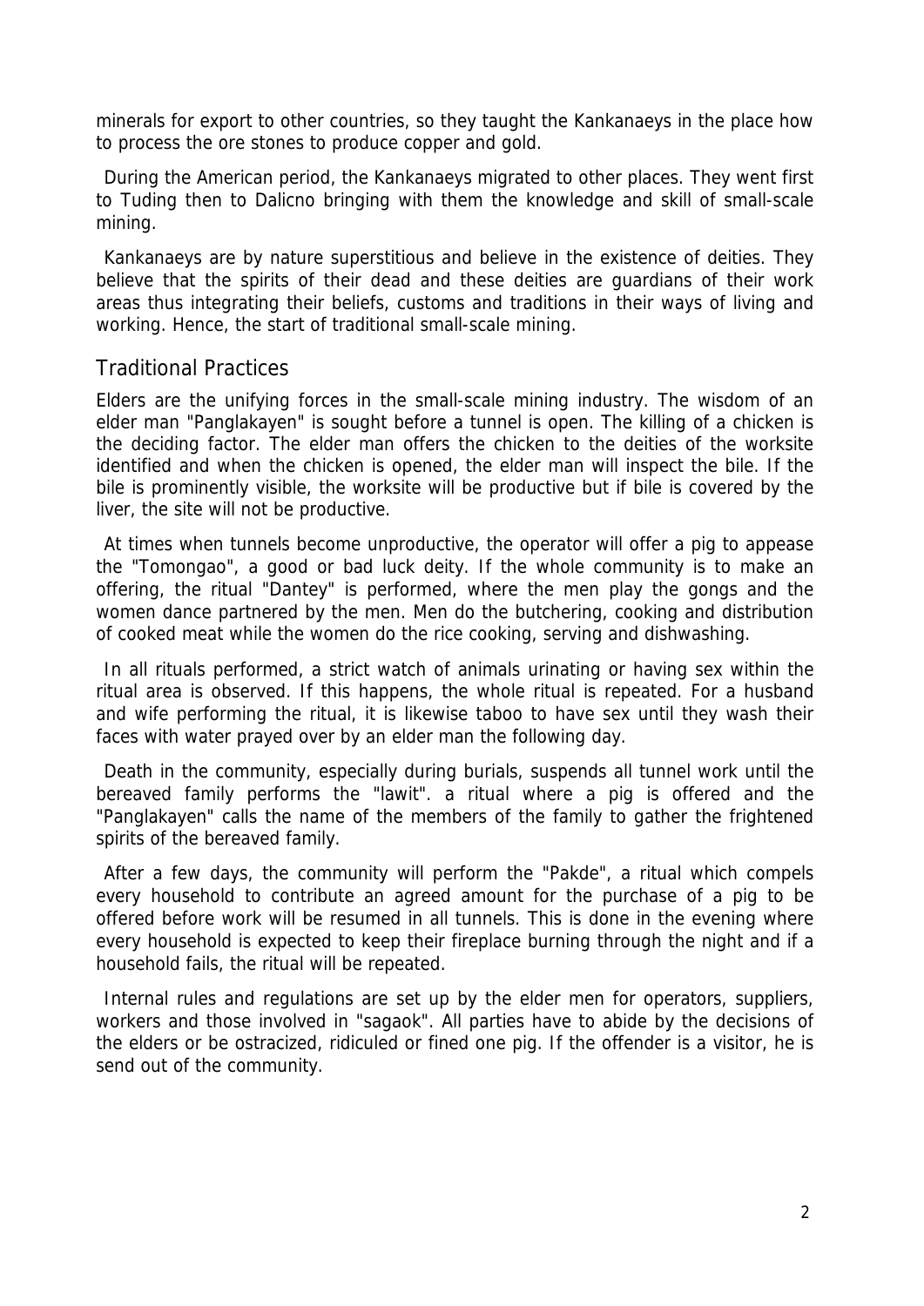minerals for export to other countries, so they taught the Kankanaeys in the place how to process the ore stones to produce copper and gold.

During the American period, the Kankanaeys migrated to other places. They went first to Tuding then to Dalicno bringing with them the knowledge and skill of small-scale mining.

Kankanaeys are by nature superstitious and believe in the existence of deities. They believe that the spirits of their dead and these deities are guardians of their work areas thus integrating their beliefs, customs and traditions in their ways of living and working. Hence, the start of traditional small-scale mining.

## Traditional Practices

Elders are the unifying forces in the small-scale mining industry. The wisdom of an elder man "Panglakayen" is sought before a tunnel is open. The killing of a chicken is the deciding factor. The elder man offers the chicken to the deities of the worksite identified and when the chicken is opened, the elder man will inspect the bile. If the bile is prominently visible, the worksite will be productive but if bile is covered by the liver, the site will not be productive.

At times when tunnels become unproductive, the operator will offer a pig to appease the "Tomongao", a good or bad luck deity. If the whole community is to make an offering, the ritual "Dantey" is performed, where the men play the gongs and the women dance partnered by the men. Men do the butchering, cooking and distribution of cooked meat while the women do the rice cooking, serving and dishwashing.

In all rituals performed, a strict watch of animals urinating or having sex within the ritual area is observed. If this happens, the whole ritual is repeated. For a husband and wife performing the ritual, it is likewise taboo to have sex until they wash their faces with water prayed over by an elder man the following day.

Death in the community, especially during burials, suspends all tunnel work until the bereaved family performs the "lawit". a ritual where a pig is offered and the "Panglakayen" calls the name of the members of the family to gather the frightened spirits of the bereaved family.

After a few days, the community will perform the "Pakde", a ritual which compels every household to contribute an agreed amount for the purchase of a pig to be offered before work will be resumed in all tunnels. This is done in the evening where every household is expected to keep their fireplace burning through the night and if a household fails, the ritual will be repeated.

Internal rules and regulations are set up by the elder men for operators, suppliers, workers and those involved in "sagaok". All parties have to abide by the decisions of the elders or be ostracized, ridiculed or fined one pig. If the offender is a visitor, he is send out of the community.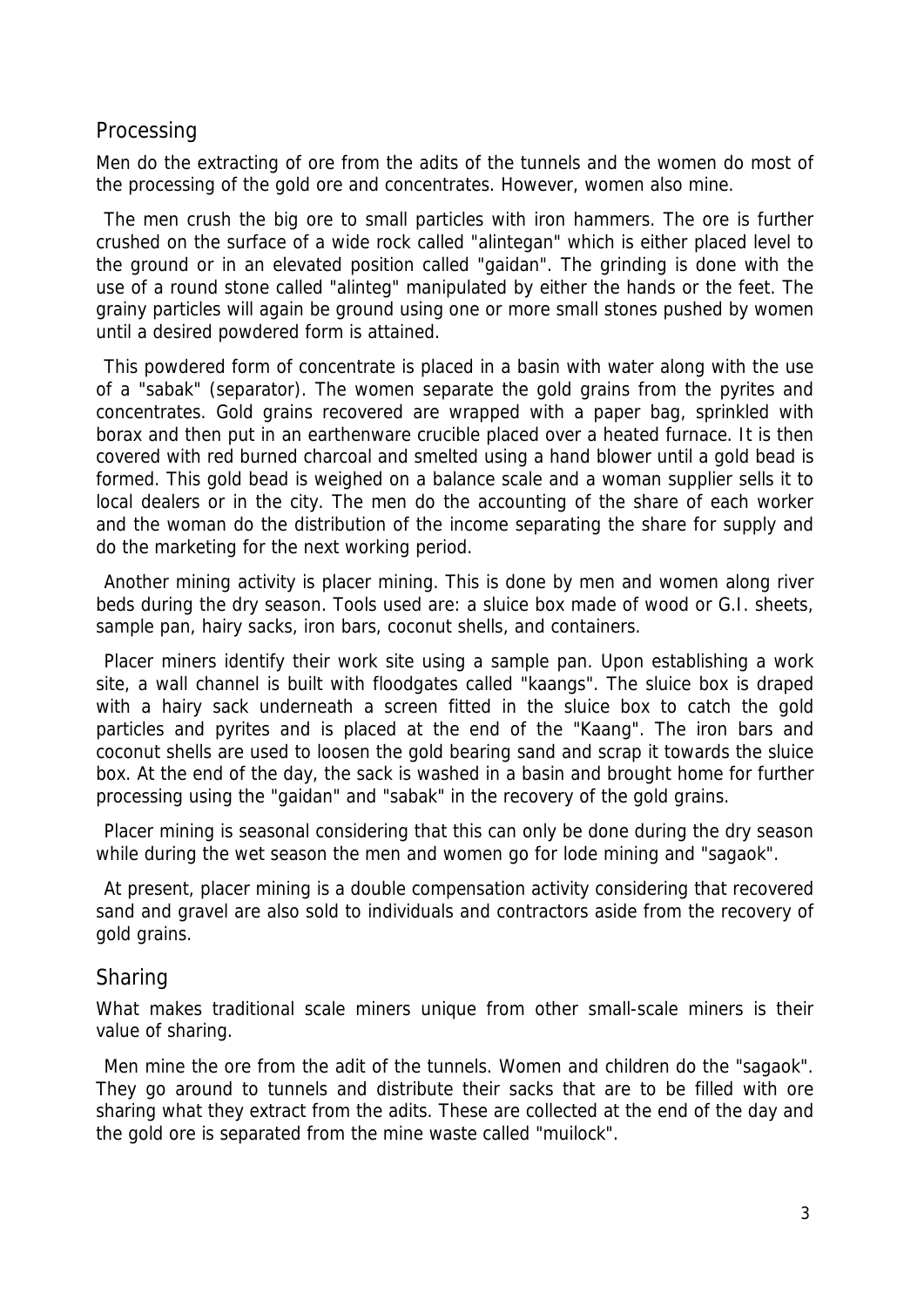## Processing

Men do the extracting of ore from the adits of the tunnels and the women do most of the processing of the gold ore and concentrates. However, women also mine.

The men crush the big ore to small particles with iron hammers. The ore is further crushed on the surface of a wide rock called "alintegan" which is either placed level to the ground or in an elevated position called "gaidan". The grinding is done with the use of a round stone called "alinteg" manipulated by either the hands or the feet. The grainy particles will again be ground using one or more small stones pushed by women until a desired powdered form is attained.

This powdered form of concentrate is placed in a basin with water along with the use of a "sabak" (separator). The women separate the gold grains from the pyrites and concentrates. Gold grains recovered are wrapped with a paper bag, sprinkled with borax and then put in an earthenware crucible placed over a heated furnace. It is then covered with red burned charcoal and smelted using a hand blower until a gold bead is formed. This gold bead is weighed on a balance scale and a woman supplier sells it to local dealers or in the city. The men do the accounting of the share of each worker and the woman do the distribution of the income separating the share for supply and do the marketing for the next working period.

Another mining activity is placer mining. This is done by men and women along river beds during the dry season. Tools used are: a sluice box made of wood or G.I. sheets, sample pan, hairy sacks, iron bars, coconut shells, and containers.

Placer miners identify their work site using a sample pan. Upon establishing a work site, a wall channel is built with floodgates called "kaangs". The sluice box is draped with a hairy sack underneath a screen fitted in the sluice box to catch the gold particles and pyrites and is placed at the end of the "Kaang". The iron bars and coconut shells are used to loosen the gold bearing sand and scrap it towards the sluice box. At the end of the day, the sack is washed in a basin and brought home for further processing using the "gaidan" and "sabak" in the recovery of the gold grains.

Placer mining is seasonal considering that this can only be done during the dry season while during the wet season the men and women go for lode mining and "sagaok".

At present, placer mining is a double compensation activity considering that recovered sand and gravel are also sold to individuals and contractors aside from the recovery of gold grains.

## Sharing

What makes traditional scale miners unique from other small-scale miners is their value of sharing.

Men mine the ore from the adit of the tunnels. Women and children do the "sagaok". They go around to tunnels and distribute their sacks that are to be filled with ore sharing what they extract from the adits. These are collected at the end of the day and the gold ore is separated from the mine waste called "muilock".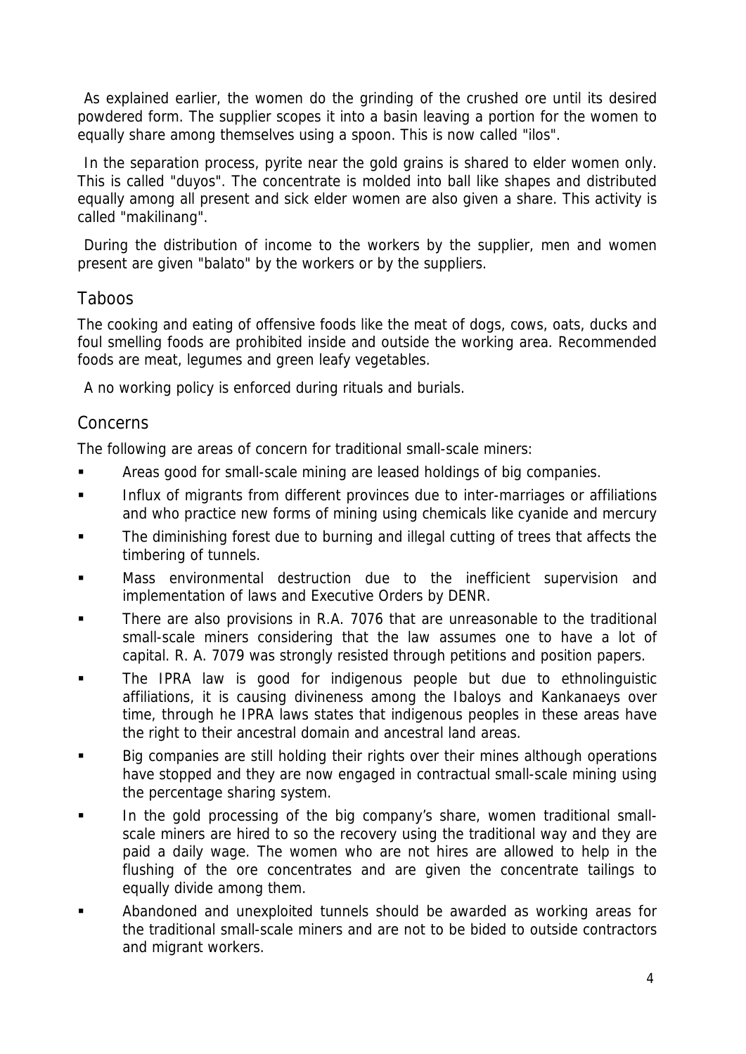As explained earlier, the women do the grinding of the crushed ore until its desired powdered form. The supplier scopes it into a basin leaving a portion for the women to equally share among themselves using a spoon. This is now called "ilos".

In the separation process, pyrite near the gold grains is shared to elder women only. This is called "duyos". The concentrate is molded into ball like shapes and distributed equally among all present and sick elder women are also given a share. This activity is called "makilinang".

During the distribution of income to the workers by the supplier, men and women present are given "balato" by the workers or by the suppliers.

## Taboos

The cooking and eating of offensive foods like the meat of dogs, cows, oats, ducks and foul smelling foods are prohibited inside and outside the working area. Recommended foods are meat, legumes and green leafy vegetables.

A no working policy is enforced during rituals and burials.

## Concerns

The following are areas of concern for traditional small-scale miners:

- Areas good for small-scale mining are leased holdings of big companies.
- Influx of migrants from different provinces due to inter-marriages or affiliations and who practice new forms of mining using chemicals like cyanide and mercury
- The diminishing forest due to burning and illegal cutting of trees that affects the timbering of tunnels.
- Mass environmental destruction due to the inefficient supervision and implementation of laws and Executive Orders by DENR.
- There are also provisions in R.A. 7076 that are unreasonable to the traditional small-scale miners considering that the law assumes one to have a lot of capital. R. A. 7079 was strongly resisted through petitions and position papers.
- The IPRA law is good for indigenous people but due to ethnolinguistic affiliations, it is causing divineness among the Ibaloys and Kankanaeys over time, through he IPRA laws states that indigenous peoples in these areas have the right to their ancestral domain and ancestral land areas.
- Big companies are still holding their rights over their mines although operations have stopped and they are now engaged in contractual small-scale mining using the percentage sharing system.
- In the gold processing of the big company's share, women traditional small-scale miners are hired to so the recovery using the traditional way and they are paid a daily wage. The women who are not hires are allowed to help in the flushing of the ore concentrates and are given the concentrate tailings to equally divide among them.
- Abandoned and unexploited tunnels should be awarded as working areas for the traditional small-scale miners and are not to be bided to outside contractors and migrant workers.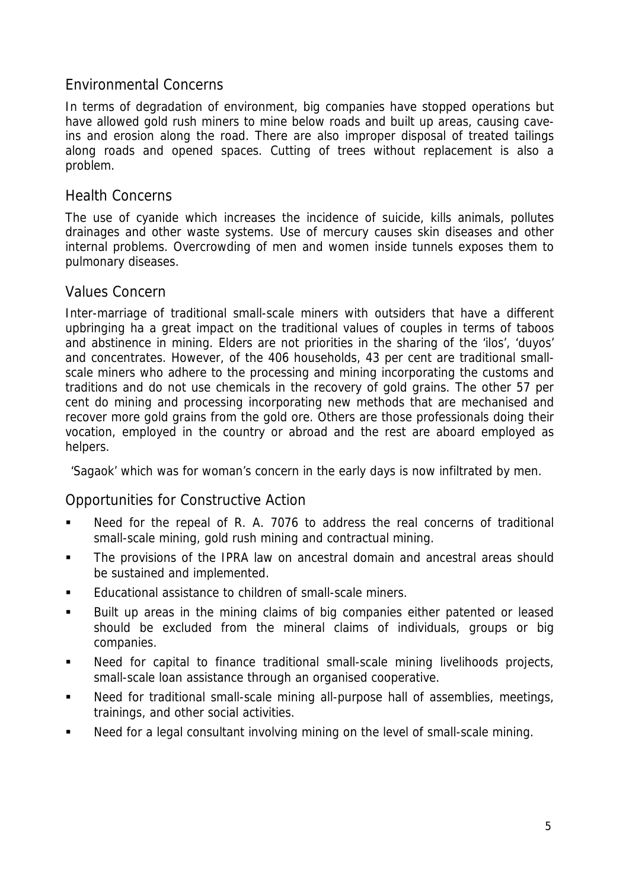## Environmental Concerns

In terms of degradation of environment, big companies have stopped operations but have allowed gold rush miners to mine below roads and built up areas, causing cave-ins and erosion along the road. There are also improper disposal of treated tailings along roads and opened spaces. Cutting of trees without replacement is also a problem.

## Health Concerns

The use of cyanide which increases the incidence of suicide, kills animals, pollutes drainages and other waste systems. Use of mercury causes skin diseases and other internal problems. Overcrowding of men and women inside tunnels exposes them to pulmonary diseases.

## Values Concern

Inter-marriage of traditional small-scale miners with outsiders that have a different upbringing ha a great impact on the traditional values of couples in terms of taboos and abstinence in mining. Elders are not priorities in the sharing of the 'ilos', 'duyos' and concentrates. However, of the 406 households, 43 per cent are traditional small-scale miners who adhere to the processing and mining incorporating the customs and traditions and do not use chemicals in the recovery of gold grains. The other 57 per cent do mining and processing incorporating new methods that are mechanised and recover more gold grains from the gold ore. Others are those professionals doing their vocation, employed in the country or abroad and the rest are aboard employed as helpers.

'Sagaok' which was for woman's concern in the early days is now infiltrated by men.

## Opportunities for Constructive Action

- Need for the repeal of R. A. 7076 to address the real concerns of traditional small-scale mining, gold rush mining and contractual mining.
- The provisions of the IPRA law on ancestral domain and ancestral areas should be sustained and implemented.
- Educational assistance to children of small-scale miners.
- Built up areas in the mining claims of big companies either patented or leased should be excluded from the mineral claims of individuals, groups or big companies.
- Need for capital to finance traditional small-scale mining livelihoods projects, small-scale loan assistance through an organised cooperative.
- Need for traditional small-scale mining all-purpose hall of assemblies, meetings, trainings, and other social activities.
- Need for a legal consultant involving mining on the level of small-scale mining.